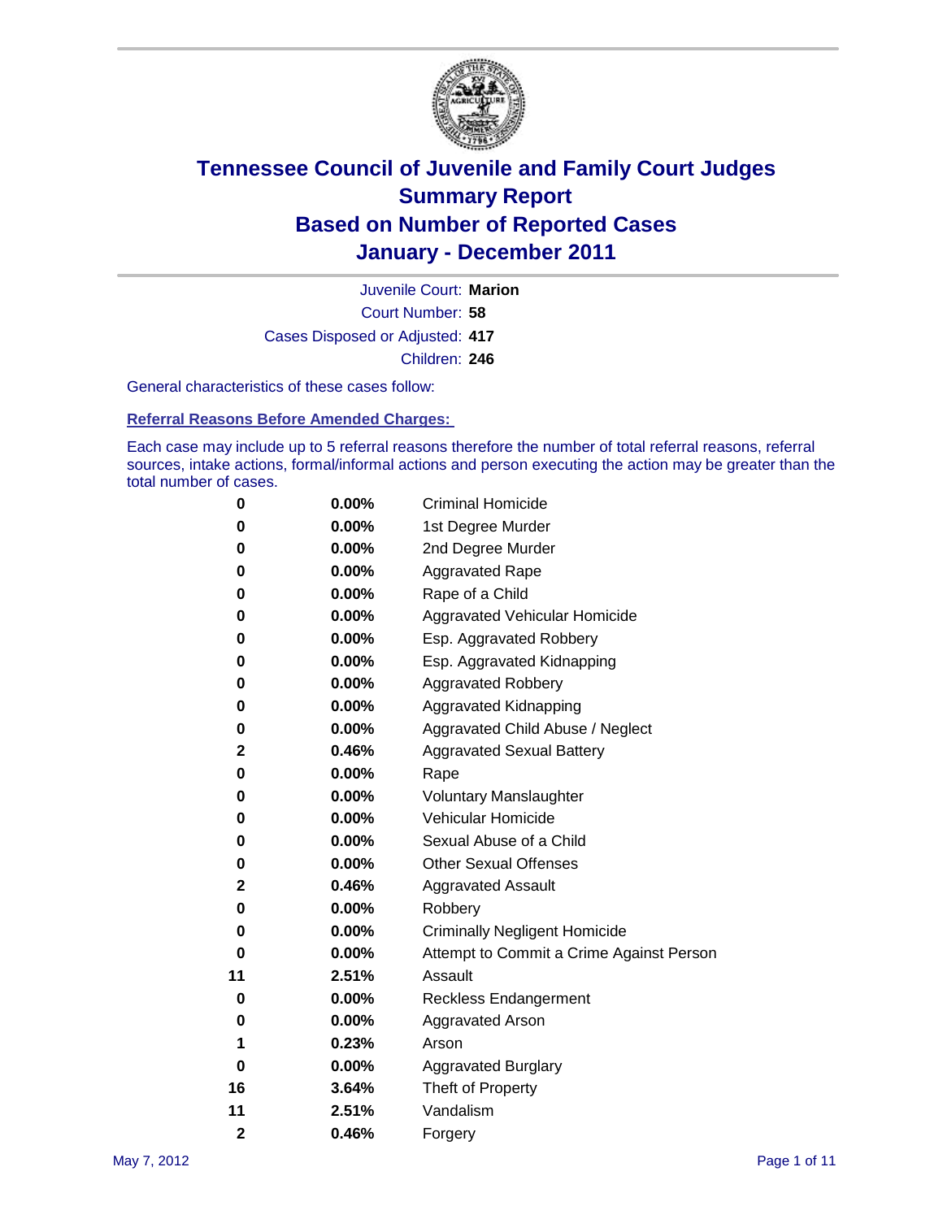# Tennessee Council of Juvenile and Family Court Judges
# Summary Report
# Based on Number of Reported Cases
# January - December 2011

Juvenile Court: **Marion**
Court Number: **58**
Cases Disposed or Adjusted: **417**
Children: **246**

General characteristics of these cases follow:

## Referral Reasons Before Amended Charges:

Each case may include up to 5 referral reasons therefore the number of total referral reasons, referral sources, intake actions, formal/informal actions and person executing the action may be greater than the total number of cases.

| | | |
|---|---|---|
| 0 | 0.00% | Criminal Homicide |
| 0 | 0.00% | 1st Degree Murder |
| 0 | 0.00% | 2nd Degree Murder |
| 0 | 0.00% | Aggravated Rape |
| 0 | 0.00% | Rape of a Child |
| 0 | 0.00% | Aggravated Vehicular Homicide |
| 0 | 0.00% | Esp. Aggravated Robbery |
| 0 | 0.00% | Esp. Aggravated Kidnapping |
| 0 | 0.00% | Aggravated Robbery |
| 0 | 0.00% | Aggravated Kidnapping |
| 0 | 0.00% | Aggravated Child Abuse / Neglect |
| 2 | 0.46% | Aggravated Sexual Battery |
| 0 | 0.00% | Rape |
| 0 | 0.00% | Voluntary Manslaughter |
| 0 | 0.00% | Vehicular Homicide |
| 0 | 0.00% | Sexual Abuse of a Child |
| 0 | 0.00% | Other Sexual Offenses |
| 2 | 0.46% | Aggravated Assault |
| 0 | 0.00% | Robbery |
| 0 | 0.00% | Criminally Negligent Homicide |
| 0 | 0.00% | Attempt to Commit a Crime Against Person |
| 11 | 2.51% | Assault |
| 0 | 0.00% | Reckless Endangerment |
| 0 | 0.00% | Aggravated Arson |
| 1 | 0.23% | Arson |
| 0 | 0.00% | Aggravated Burglary |
| 16 | 3.64% | Theft of Property |
| 11 | 2.51% | Vandalism |
| 2 | 0.46% | Forgery |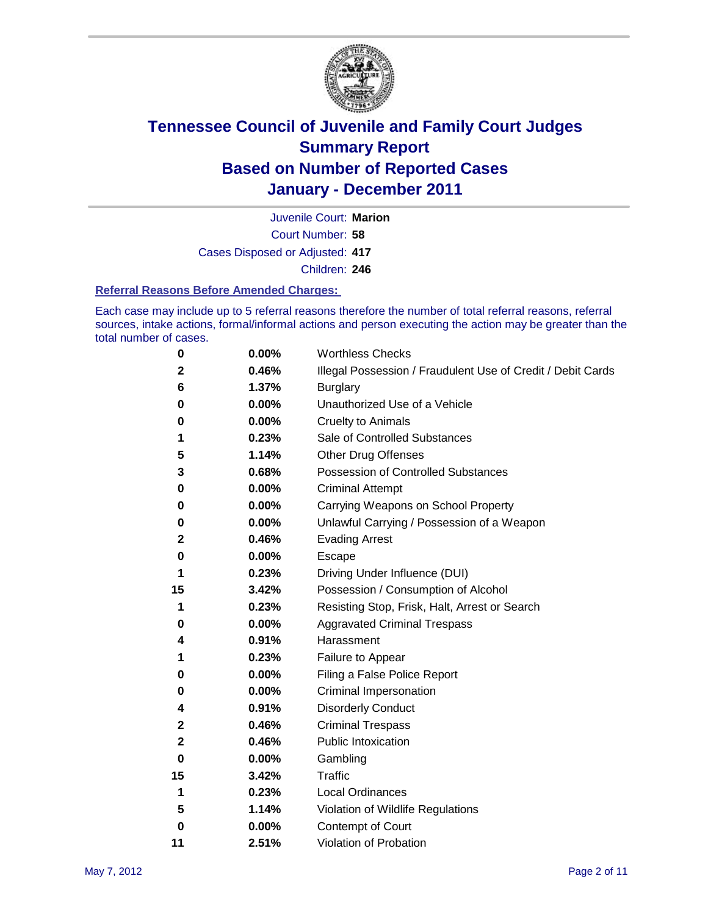# Tennessee Council of Juvenile and Family Court Judges
## Summary Report
## Based on Number of Reported Cases
## January - December 2011

Juvenile Court: **Marion**

Court Number: **58**

Cases Disposed or Adjusted: **417**

Children: **246**

### Referral Reasons Before Amended Charges:

Each case may include up to 5 referral reasons therefore the number of total referral reasons, referral sources, intake actions, formal/informal actions and person executing the action may be greater than the total number of cases.

| Count | Percent | Referral Reason |
|---|---|---|
| 0 | 0.00% | Worthless Checks |
| 2 | 0.46% | Illegal Possession / Fraudulent Use of Credit / Debit Cards |
| 6 | 1.37% | Burglary |
| 0 | 0.00% | Unauthorized Use of a Vehicle |
| 0 | 0.00% | Cruelty to Animals |
| 1 | 0.23% | Sale of Controlled Substances |
| 5 | 1.14% | Other Drug Offenses |
| 3 | 0.68% | Possession of Controlled Substances |
| 0 | 0.00% | Criminal Attempt |
| 0 | 0.00% | Carrying Weapons on School Property |
| 0 | 0.00% | Unlawful Carrying / Possession of a Weapon |
| 2 | 0.46% | Evading Arrest |
| 0 | 0.00% | Escape |
| 1 | 0.23% | Driving Under Influence (DUI) |
| 15 | 3.42% | Possession / Consumption of Alcohol |
| 1 | 0.23% | Resisting Stop, Frisk, Halt, Arrest or Search |
| 0 | 0.00% | Aggravated Criminal Trespass |
| 4 | 0.91% | Harassment |
| 1 | 0.23% | Failure to Appear |
| 0 | 0.00% | Filing a False Police Report |
| 0 | 0.00% | Criminal Impersonation |
| 4 | 0.91% | Disorderly Conduct |
| 2 | 0.46% | Criminal Trespass |
| 2 | 0.46% | Public Intoxication |
| 0 | 0.00% | Gambling |
| 15 | 3.42% | Traffic |
| 1 | 0.23% | Local Ordinances |
| 5 | 1.14% | Violation of Wildlife Regulations |
| 0 | 0.00% | Contempt of Court |
| 11 | 2.51% | Violation of Probation |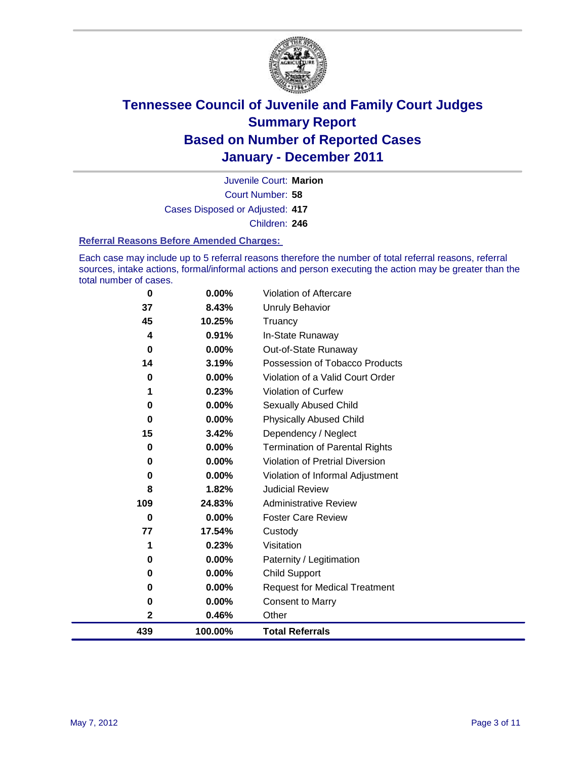# Tennessee Council of Juvenile and Family Court Judges
## Summary Report
## Based on Number of Reported Cases
## January - December 2011

Juvenile Court: **Marion**
Court Number: **58**
Cases Disposed or Adjusted: **417**
Children: **246**

### Referral Reasons Before Amended Charges:

Each case may include up to 5 referral reasons therefore the number of total referral reasons, referral sources, intake actions, formal/informal actions and person executing the action may be greater than the total number of cases.

| Count | Percent | Referral Reason |
|---|---|---|
| 0 | 0.00% | Violation of Aftercare |
| 37 | 8.43% | Unruly Behavior |
| 45 | 10.25% | Truancy |
| 4 | 0.91% | In-State Runaway |
| 0 | 0.00% | Out-of-State Runaway |
| 14 | 3.19% | Possession of Tobacco Products |
| 0 | 0.00% | Violation of a Valid Court Order |
| 1 | 0.23% | Violation of Curfew |
| 0 | 0.00% | Sexually Abused Child |
| 0 | 0.00% | Physically Abused Child |
| 15 | 3.42% | Dependency / Neglect |
| 0 | 0.00% | Termination of Parental Rights |
| 0 | 0.00% | Violation of Pretrial Diversion |
| 0 | 0.00% | Violation of Informal Adjustment |
| 8 | 1.82% | Judicial Review |
| 109 | 24.83% | Administrative Review |
| 0 | 0.00% | Foster Care Review |
| 77 | 17.54% | Custody |
| 1 | 0.23% | Visitation |
| 0 | 0.00% | Paternity / Legitimation |
| 0 | 0.00% | Child Support |
| 0 | 0.00% | Request for Medical Treatment |
| 0 | 0.00% | Consent to Marry |
| 2 | 0.46% | Other |
| **439** | **100.00%** | **Total Referrals** |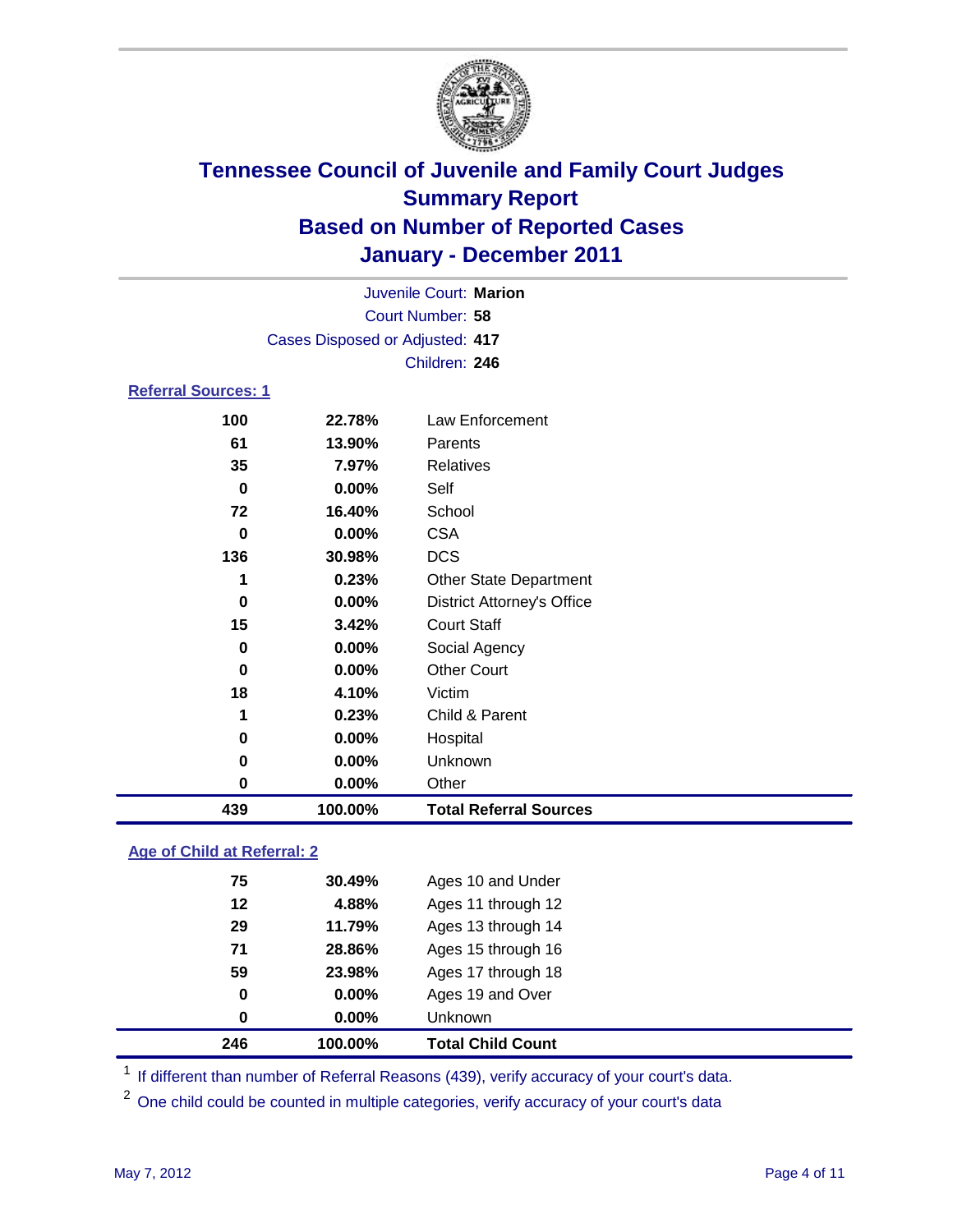# Tennessee Council of Juvenile and Family Court Judges
## Summary Report
## Based on Number of Reported Cases
## January - December 2011

Juvenile Court: **Marion**
Court Number: **58**
Cases Disposed or Adjusted: **417**
Children: **246**

### Referral Sources: 1

| Count | Percent | Source |
|---|---|---|
| 100 | 22.78% | Law Enforcement |
| 61 | 13.90% | Parents |
| 35 | 7.97% | Relatives |
| 0 | 0.00% | Self |
| 72 | 16.40% | School |
| 0 | 0.00% | CSA |
| 136 | 30.98% | DCS |
| 1 | 0.23% | Other State Department |
| 0 | 0.00% | District Attorney's Office |
| 15 | 3.42% | Court Staff |
| 0 | 0.00% | Social Agency |
| 0 | 0.00% | Other Court |
| 18 | 4.10% | Victim |
| 1 | 0.23% | Child & Parent |
| 0 | 0.00% | Hospital |
| 0 | 0.00% | Unknown |
| 0 | 0.00% | Other |
| **439** | **100.00%** | **Total Referral Sources** |

### Age of Child at Referral: 2

| Count | Percent | Age |
|---|---|---|
| 75 | 30.49% | Ages 10 and Under |
| 12 | 4.88% | Ages 11 through 12 |
| 29 | 11.79% | Ages 13 through 14 |
| 71 | 28.86% | Ages 15 through 16 |
| 59 | 23.98% | Ages 17 through 18 |
| 0 | 0.00% | Ages 19 and Over |
| 0 | 0.00% | Unknown |
| **246** | **100.00%** | **Total Child Count** |

[1] If different than number of Referral Reasons (439), verify accuracy of your court's data.

[2] One child could be counted in multiple categories, verify accuracy of your court's data

May 7, 2012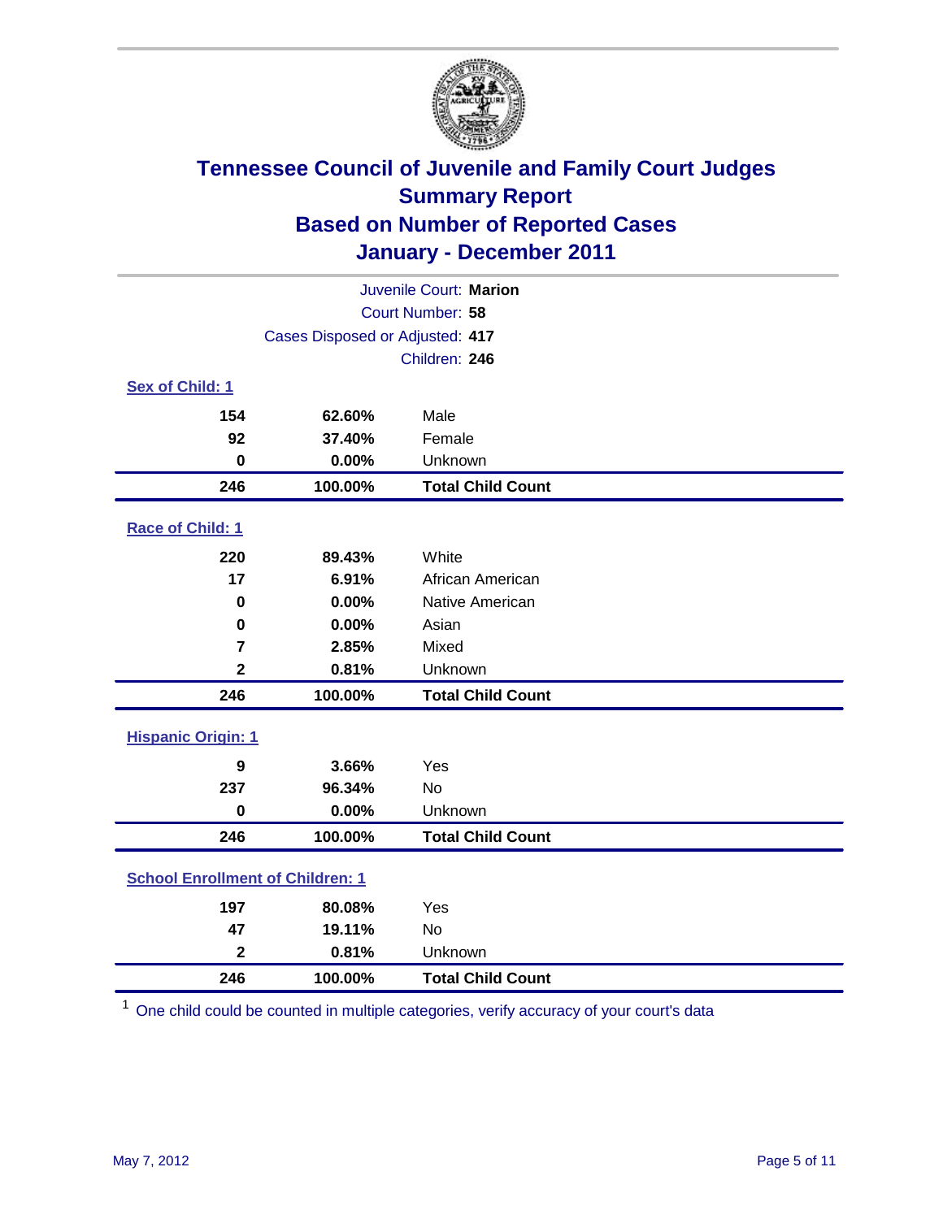# Tennessee Council of Juvenile and Family Court Judges
## Summary Report
## Based on Number of Reported Cases
## January - December 2011

Juvenile Court: **Marion**
Court Number: **58**
Cases Disposed or Adjusted: **417**
Children: **246**

### Sex of Child: 1

| | | |
|---|---|---|
| 154 | 62.60% | Male |
| 92 | 37.40% | Female |
| 0 | 0.00% | Unknown |
| **246** | **100.00%** | **Total Child Count** |

### Race of Child: 1

| | | |
|---|---|---|
| 220 | 89.43% | White |
| 17 | 6.91% | African American |
| 0 | 0.00% | Native American |
| 0 | 0.00% | Asian |
| 7 | 2.85% | Mixed |
| 2 | 0.81% | Unknown |
| **246** | **100.00%** | **Total Child Count** |

### Hispanic Origin: 1

| | | |
|---|---|---|
| 9 | 3.66% | Yes |
| 237 | 96.34% | No |
| 0 | 0.00% | Unknown |
| **246** | **100.00%** | **Total Child Count** |

### School Enrollment of Children: 1

| | | |
|---|---|---|
| 197 | 80.08% | Yes |
| 47 | 19.11% | No |
| 2 | 0.81% | Unknown |
| **246** | **100.00%** | **Total Child Count** |

[1] One child could be counted in multiple categories, verify accuracy of your court's data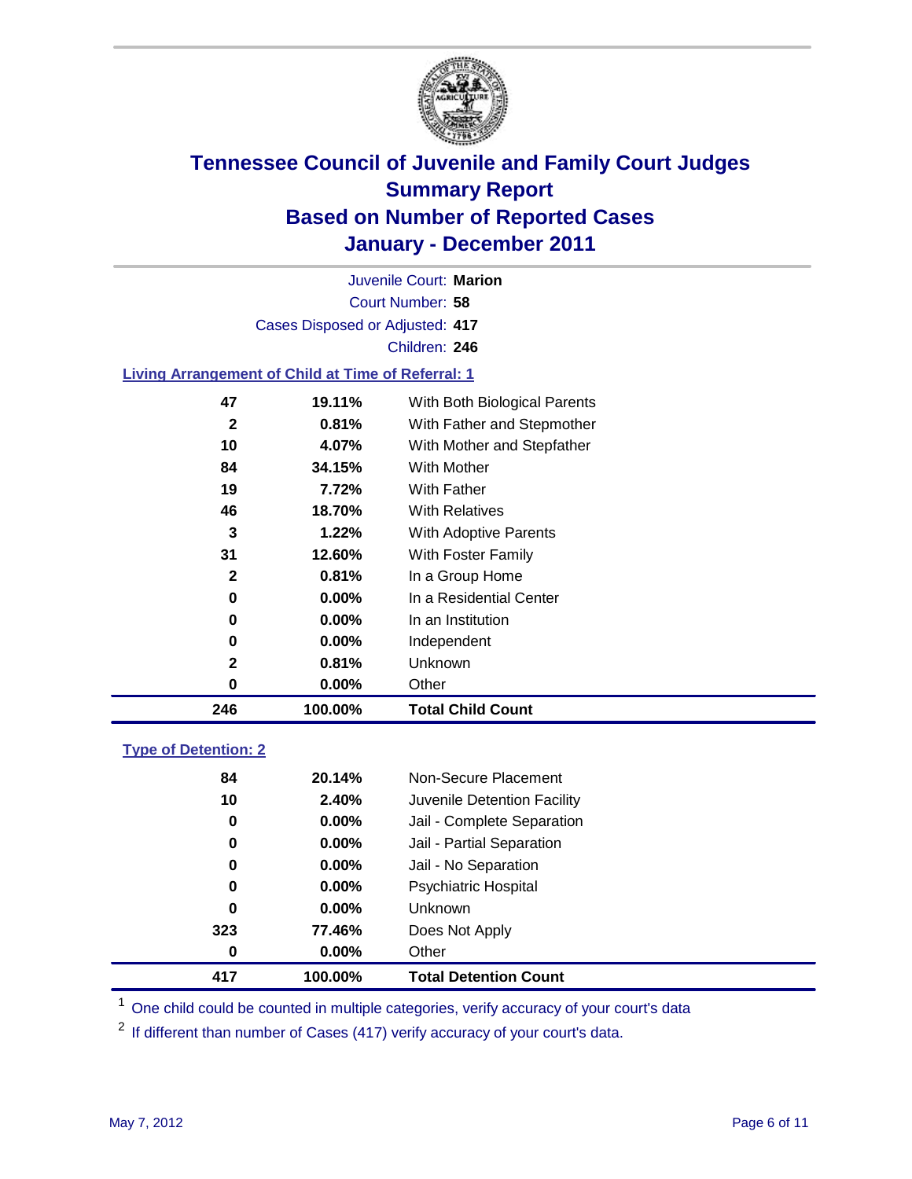# Tennessee Council of Juvenile and Family Court Judges
## Summary Report
## Based on Number of Reported Cases
## January - December 2011

Juvenile Court: **Marion**

Court Number: **58**

Cases Disposed or Adjusted: **417**

Children: **246**

### Living Arrangement of Child at Time of Referral: 1

| Count | Percent | Living Arrangement |
|---|---|---|
| 47 | 19.11% | With Both Biological Parents |
| 2 | 0.81% | With Father and Stepmother |
| 10 | 4.07% | With Mother and Stepfather |
| 84 | 34.15% | With Mother |
| 19 | 7.72% | With Father |
| 46 | 18.70% | With Relatives |
| 3 | 1.22% | With Adoptive Parents |
| 31 | 12.60% | With Foster Family |
| 2 | 0.81% | In a Group Home |
| 0 | 0.00% | In a Residential Center |
| 0 | 0.00% | In an Institution |
| 0 | 0.00% | Independent |
| 2 | 0.81% | Unknown |
| 0 | 0.00% | Other |
| **246** | **100.00%** | **Total Child Count** |

### Type of Detention: 2

| Count | Percent | Type of Detention |
|---|---|---|
| 84 | 20.14% | Non-Secure Placement |
| 10 | 2.40% | Juvenile Detention Facility |
| 0 | 0.00% | Jail - Complete Separation |
| 0 | 0.00% | Jail - Partial Separation |
| 0 | 0.00% | Jail - No Separation |
| 0 | 0.00% | Psychiatric Hospital |
| 0 | 0.00% | Unknown |
| 323 | 77.46% | Does Not Apply |
| 0 | 0.00% | Other |
| **417** | **100.00%** | **Total Detention Count** |

[1] One child could be counted in multiple categories, verify accuracy of your court's data

[2] If different than number of Cases (417) verify accuracy of your court's data.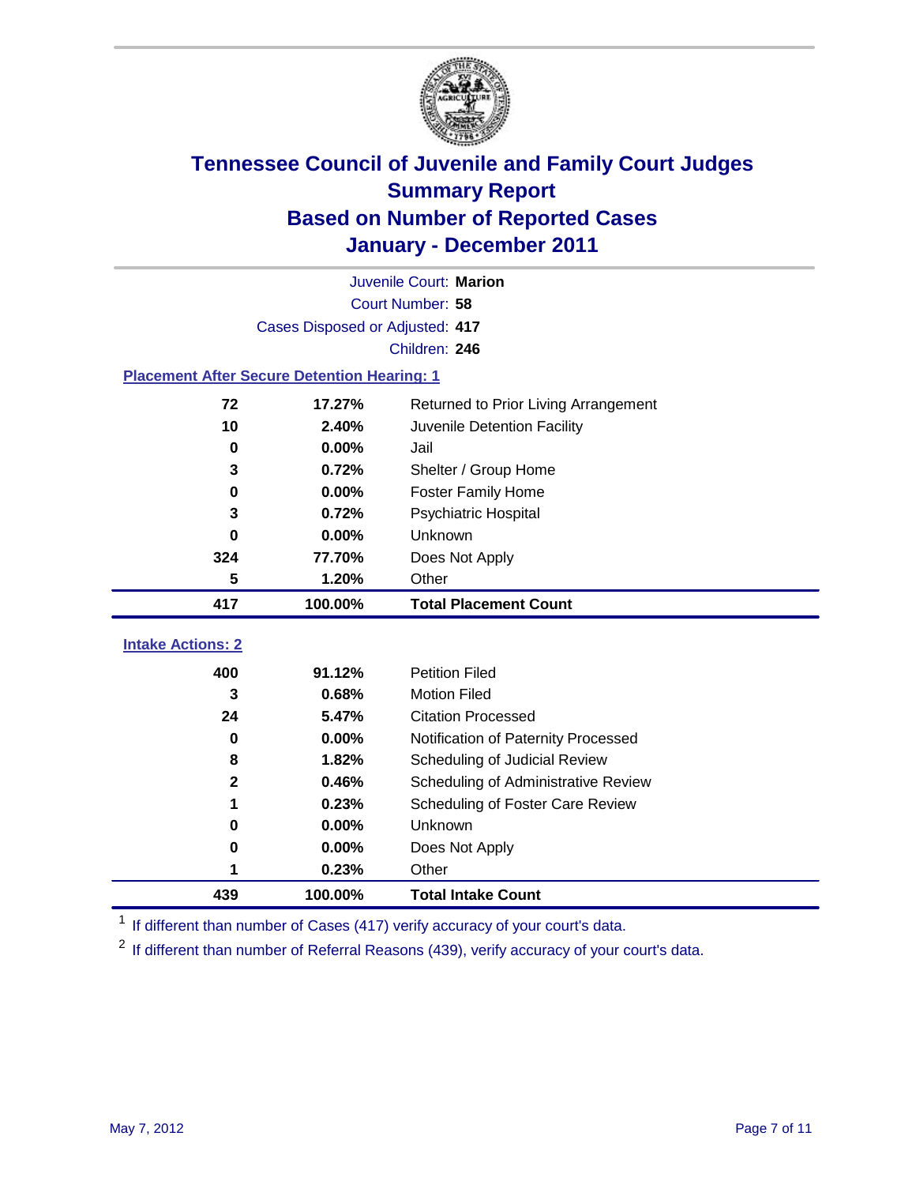# Tennessee Council of Juvenile and Family Court Judges
## Summary Report
## Based on Number of Reported Cases
## January - December 2011

Juvenile Court: **Marion**
Court Number: **58**
Cases Disposed or Adjusted: **417**
Children: **246**

### Placement After Secure Detention Hearing: 1

| | | |
|---|---|---|
| 72 | 17.27% | Returned to Prior Living Arrangement |
| 10 | 2.40% | Juvenile Detention Facility |
| 0 | 0.00% | Jail |
| 3 | 0.72% | Shelter / Group Home |
| 0 | 0.00% | Foster Family Home |
| 3 | 0.72% | Psychiatric Hospital |
| 0 | 0.00% | Unknown |
| 324 | 77.70% | Does Not Apply |
| 5 | 1.20% | Other |
| **417** | **100.00%** | **Total Placement Count** |

### Intake Actions: 2

| | | |
|---|---|---|
| 400 | 91.12% | Petition Filed |
| 3 | 0.68% | Motion Filed |
| 24 | 5.47% | Citation Processed |
| 0 | 0.00% | Notification of Paternity Processed |
| 8 | 1.82% | Scheduling of Judicial Review |
| 2 | 0.46% | Scheduling of Administrative Review |
| 1 | 0.23% | Scheduling of Foster Care Review |
| 0 | 0.00% | Unknown |
| 0 | 0.00% | Does Not Apply |
| 1 | 0.23% | Other |
| **439** | **100.00%** | **Total Intake Count** |

[1] If different than number of Cases (417) verify accuracy of your court's data.

[2] If different than number of Referral Reasons (439), verify accuracy of your court's data.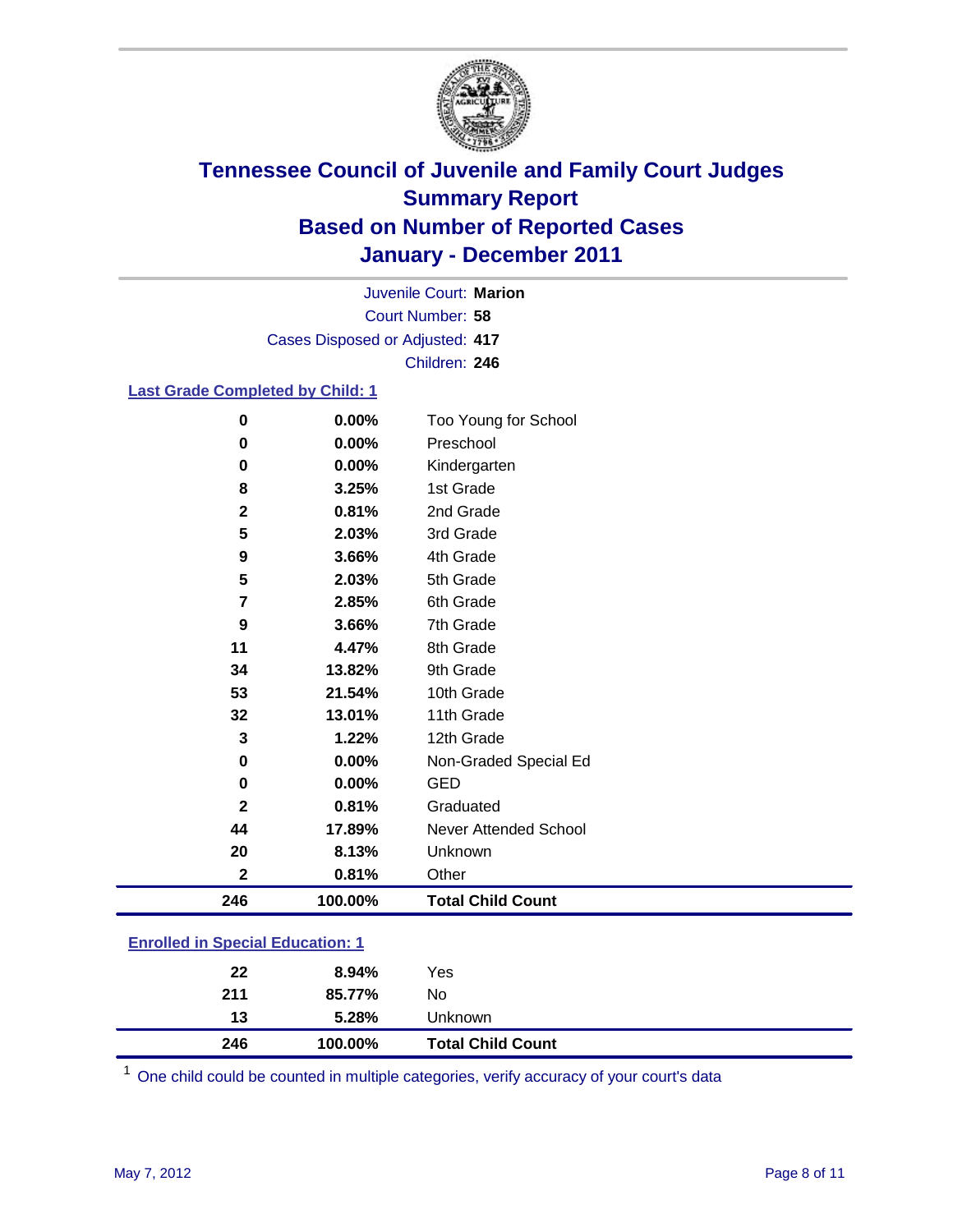# Tennessee Council of Juvenile and Family Court Judges
## Summary Report
## Based on Number of Reported Cases
## January - December 2011

Juvenile Court: **Marion**

Court Number: **58**

Cases Disposed or Adjusted: **417**

Children: **246**

### Last Grade Completed by Child: 1

| Count | Percent | Category |
|---|---|---|
| 0 | 0.00% | Too Young for School |
| 0 | 0.00% | Preschool |
| 0 | 0.00% | Kindergarten |
| 8 | 3.25% | 1st Grade |
| 2 | 0.81% | 2nd Grade |
| 5 | 2.03% | 3rd Grade |
| 9 | 3.66% | 4th Grade |
| 5 | 2.03% | 5th Grade |
| 7 | 2.85% | 6th Grade |
| 9 | 3.66% | 7th Grade |
| 11 | 4.47% | 8th Grade |
| 34 | 13.82% | 9th Grade |
| 53 | 21.54% | 10th Grade |
| 32 | 13.01% | 11th Grade |
| 3 | 1.22% | 12th Grade |
| 0 | 0.00% | Non-Graded Special Ed |
| 0 | 0.00% | GED |
| 2 | 0.81% | Graduated |
| 44 | 17.89% | Never Attended School |
| 20 | 8.13% | Unknown |
| 2 | 0.81% | Other |
| **246** | **100.00%** | **Total Child Count** |

### Enrolled in Special Education: 1

| Count | Percent | Category |
|---|---|---|
| 22 | 8.94% | Yes |
| 211 | 85.77% | No |
| 13 | 5.28% | Unknown |
| **246** | **100.00%** | **Total Child Count** |

[1] One child could be counted in multiple categories, verify accuracy of your court's data

May 7, 2012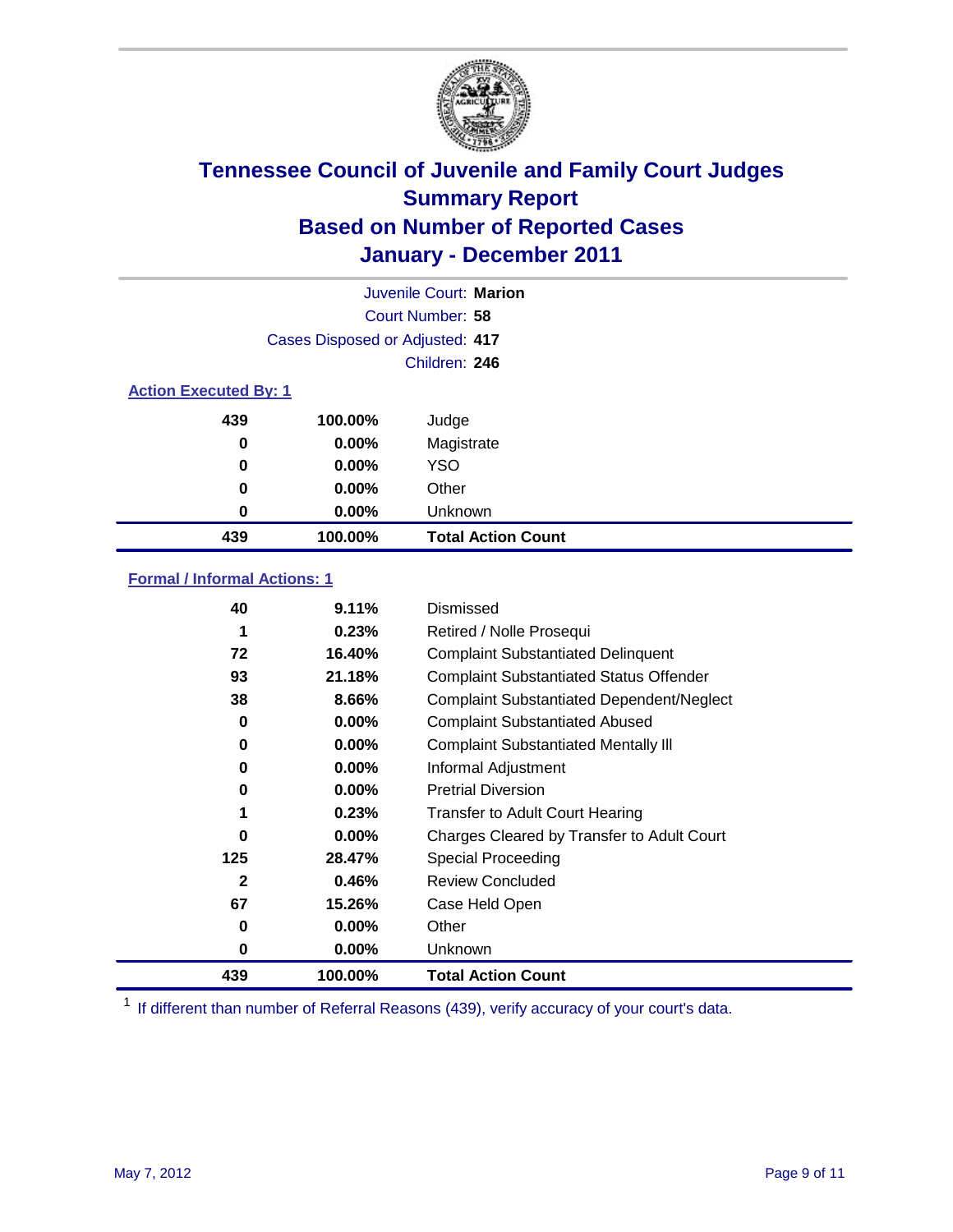# Tennessee Council of Juvenile and Family Court Judges
## Summary Report
## Based on Number of Reported Cases
## January - December 2011

Juvenile Court: **Marion**
Court Number: **58**
Cases Disposed or Adjusted: **417**
Children: **246**

### Action Executed By: 1

| | | |
|---|---|---|
| 439 | 100.00% | Judge |
| 0 | 0.00% | Magistrate |
| 0 | 0.00% | YSO |
| 0 | 0.00% | Other |
| 0 | 0.00% | Unknown |
| **439** | **100.00%** | **Total Action Count** |

### Formal / Informal Actions: 1

| | | |
|---|---|---|
| 40 | 9.11% | Dismissed |
| 1 | 0.23% | Retired / Nolle Prosequi |
| 72 | 16.40% | Complaint Substantiated Delinquent |
| 93 | 21.18% | Complaint Substantiated Status Offender |
| 38 | 8.66% | Complaint Substantiated Dependent/Neglect |
| 0 | 0.00% | Complaint Substantiated Abused |
| 0 | 0.00% | Complaint Substantiated Mentally Ill |
| 0 | 0.00% | Informal Adjustment |
| 0 | 0.00% | Pretrial Diversion |
| 1 | 0.23% | Transfer to Adult Court Hearing |
| 0 | 0.00% | Charges Cleared by Transfer to Adult Court |
| 125 | 28.47% | Special Proceeding |
| 2 | 0.46% | Review Concluded |
| 67 | 15.26% | Case Held Open |
| 0 | 0.00% | Other |
| 0 | 0.00% | Unknown |
| **439** | **100.00%** | **Total Action Count** |

[1] If different than number of Referral Reasons (439), verify accuracy of your court's data.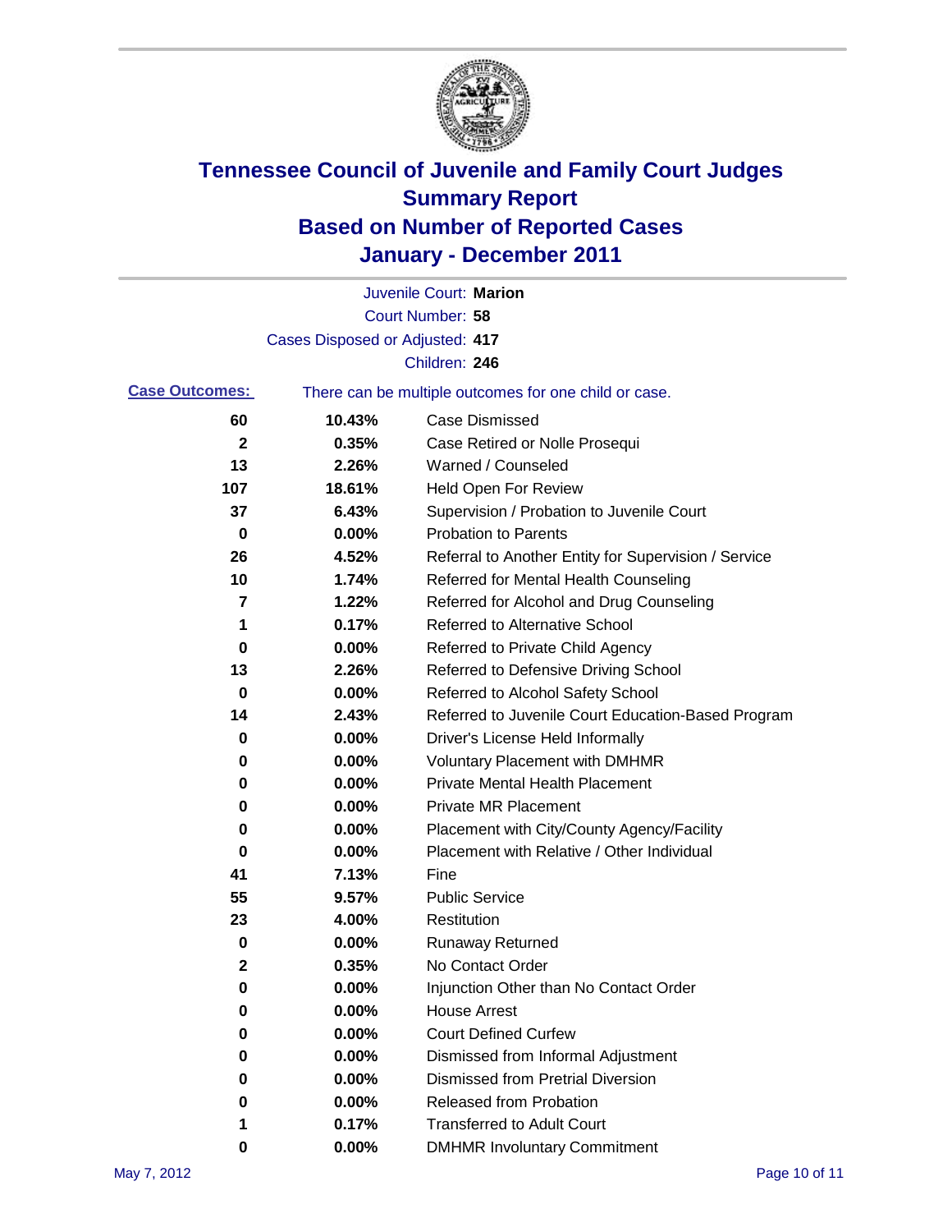# Tennessee Council of Juvenile and Family Court Judges
## Summary Report
## Based on Number of Reported Cases
## January - December 2011

Juvenile Court: **Marion**
Court Number: **58**
Cases Disposed or Adjusted: **417**
Children: **246**

**Case Outcomes:** There can be multiple outcomes for one child or case.

| Count | Percent | Outcome |
|---|---|---|
| 60 | 10.43% | Case Dismissed |
| 2 | 0.35% | Case Retired or Nolle Prosequi |
| 13 | 2.26% | Warned / Counseled |
| 107 | 18.61% | Held Open For Review |
| 37 | 6.43% | Supervision / Probation to Juvenile Court |
| 0 | 0.00% | Probation to Parents |
| 26 | 4.52% | Referral to Another Entity for Supervision / Service |
| 10 | 1.74% | Referred for Mental Health Counseling |
| 7 | 1.22% | Referred for Alcohol and Drug Counseling |
| 1 | 0.17% | Referred to Alternative School |
| 0 | 0.00% | Referred to Private Child Agency |
| 13 | 2.26% | Referred to Defensive Driving School |
| 0 | 0.00% | Referred to Alcohol Safety School |
| 14 | 2.43% | Referred to Juvenile Court Education-Based Program |
| 0 | 0.00% | Driver's License Held Informally |
| 0 | 0.00% | Voluntary Placement with DMHMR |
| 0 | 0.00% | Private Mental Health Placement |
| 0 | 0.00% | Private MR Placement |
| 0 | 0.00% | Placement with City/County Agency/Facility |
| 0 | 0.00% | Placement with Relative / Other Individual |
| 41 | 7.13% | Fine |
| 55 | 9.57% | Public Service |
| 23 | 4.00% | Restitution |
| 0 | 0.00% | Runaway Returned |
| 2 | 0.35% | No Contact Order |
| 0 | 0.00% | Injunction Other than No Contact Order |
| 0 | 0.00% | House Arrest |
| 0 | 0.00% | Court Defined Curfew |
| 0 | 0.00% | Dismissed from Informal Adjustment |
| 0 | 0.00% | Dismissed from Pretrial Diversion |
| 0 | 0.00% | Released from Probation |
| 1 | 0.17% | Transferred to Adult Court |
| 0 | 0.00% | DMHMR Involuntary Commitment |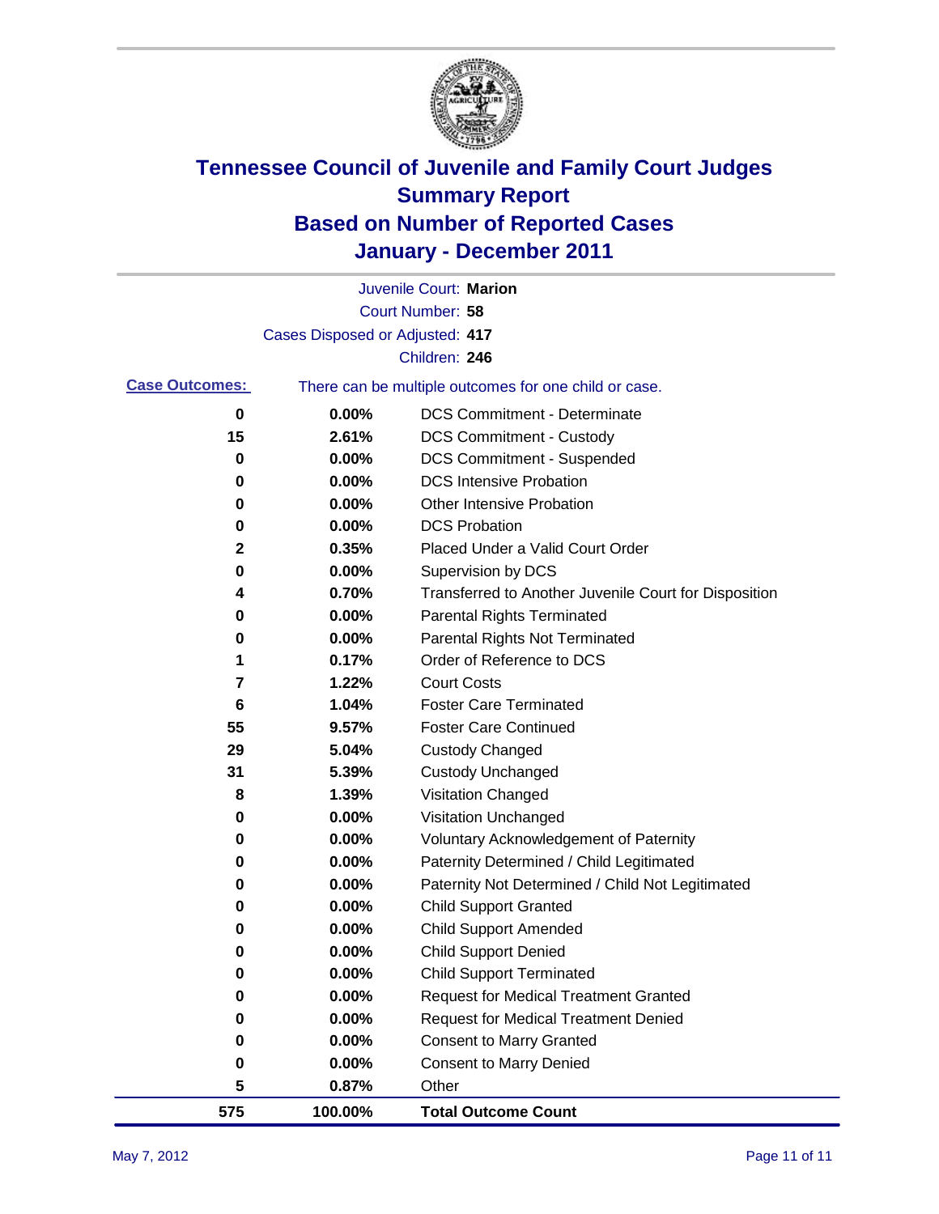# Tennessee Council of Juvenile and Family Court Judges
## Summary Report
## Based on Number of Reported Cases
## January - December 2011

Juvenile Court: **Marion**
Court Number: **58**
Cases Disposed or Adjusted: **417**
Children: **246**

**Case Outcomes:** There can be multiple outcomes for one child or case.

| | | |
|---|---|---|
| 0 | 0.00% | DCS Commitment - Determinate |
| 15 | 2.61% | DCS Commitment - Custody |
| 0 | 0.00% | DCS Commitment - Suspended |
| 0 | 0.00% | DCS Intensive Probation |
| 0 | 0.00% | Other Intensive Probation |
| 0 | 0.00% | DCS Probation |
| 2 | 0.35% | Placed Under a Valid Court Order |
| 0 | 0.00% | Supervision by DCS |
| 4 | 0.70% | Transferred to Another Juvenile Court for Disposition |
| 0 | 0.00% | Parental Rights Terminated |
| 0 | 0.00% | Parental Rights Not Terminated |
| 1 | 0.17% | Order of Reference to DCS |
| 7 | 1.22% | Court Costs |
| 6 | 1.04% | Foster Care Terminated |
| 55 | 9.57% | Foster Care Continued |
| 29 | 5.04% | Custody Changed |
| 31 | 5.39% | Custody Unchanged |
| 8 | 1.39% | Visitation Changed |
| 0 | 0.00% | Visitation Unchanged |
| 0 | 0.00% | Voluntary Acknowledgement of Paternity |
| 0 | 0.00% | Paternity Determined / Child Legitimated |
| 0 | 0.00% | Paternity Not Determined / Child Not Legitimated |
| 0 | 0.00% | Child Support Granted |
| 0 | 0.00% | Child Support Amended |
| 0 | 0.00% | Child Support Denied |
| 0 | 0.00% | Child Support Terminated |
| 0 | 0.00% | Request for Medical Treatment Granted |
| 0 | 0.00% | Request for Medical Treatment Denied |
| 0 | 0.00% | Consent to Marry Granted |
| 0 | 0.00% | Consent to Marry Denied |
| 5 | 0.87% | Other |
| **575** | **100.00%** | **Total Outcome Count** |

May 7, 2012